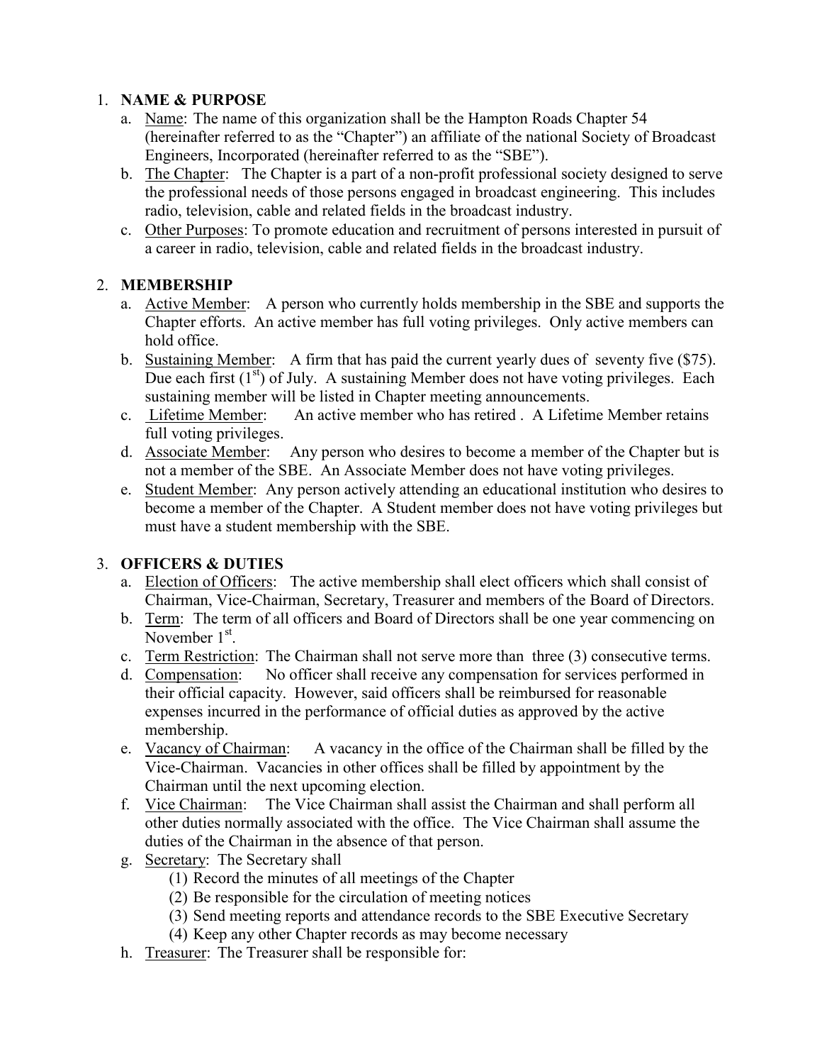1. **NAME & PURPOSE**
   a. Name: The name of this organization shall be the Hampton Roads Chapter 54 (hereinafter referred to as the "Chapter") an affiliate of the national Society of Broadcast Engineers, Incorporated (hereinafter referred to as the "SBE").
   b. The Chapter: The Chapter is a part of a non-profit professional society designed to serve the professional needs of those persons engaged in broadcast engineering. This includes radio, television, cable and related fields in the broadcast industry.
   c. Other Purposes: To promote education and recruitment of persons interested in pursuit of a career in radio, television, cable and related fields in the broadcast industry.

2. **MEMBERSHIP**
   a. Active Member: A person who currently holds membership in the SBE and supports the Chapter efforts. An active member has full voting privileges. Only active members can hold office.
   b. Sustaining Member: A firm that has paid the current yearly dues of seventy five ($75). Due each first (1st) of July. A sustaining Member does not have voting privileges. Each sustaining member will be listed in Chapter meeting announcements.
   c. Lifetime Member: An active member who has retired . A Lifetime Member retains full voting privileges.
   d. Associate Member: Any person who desires to become a member of the Chapter but is not a member of the SBE. An Associate Member does not have voting privileges.
   e. Student Member: Any person actively attending an educational institution who desires to become a member of the Chapter. A Student member does not have voting privileges but must have a student membership with the SBE.

3. **OFFICERS & DUTIES**
   a. Election of Officers: The active membership shall elect officers which shall consist of Chairman, Vice-Chairman, Secretary, Treasurer and members of the Board of Directors.
   b. Term: The term of all officers and Board of Directors shall be one year commencing on November 1st.
   c. Term Restriction: The Chairman shall not serve more than three (3) consecutive terms.
   d. Compensation: No officer shall receive any compensation for services performed in their official capacity. However, said officers shall be reimbursed for reasonable expenses incurred in the performance of official duties as approved by the active membership.
   e. Vacancy of Chairman: A vacancy in the office of the Chairman shall be filled by the Vice-Chairman. Vacancies in other offices shall be filled by appointment by the Chairman until the next upcoming election.
   f. Vice Chairman: The Vice Chairman shall assist the Chairman and shall perform all other duties normally associated with the office. The Vice Chairman shall assume the duties of the Chairman in the absence of that person.
   g. Secretary: The Secretary shall
      (1) Record the minutes of all meetings of the Chapter
      (2) Be responsible for the circulation of meeting notices
      (3) Send meeting reports and attendance records to the SBE Executive Secretary
      (4) Keep any other Chapter records as may become necessary
   h. Treasurer: The Treasurer shall be responsible for: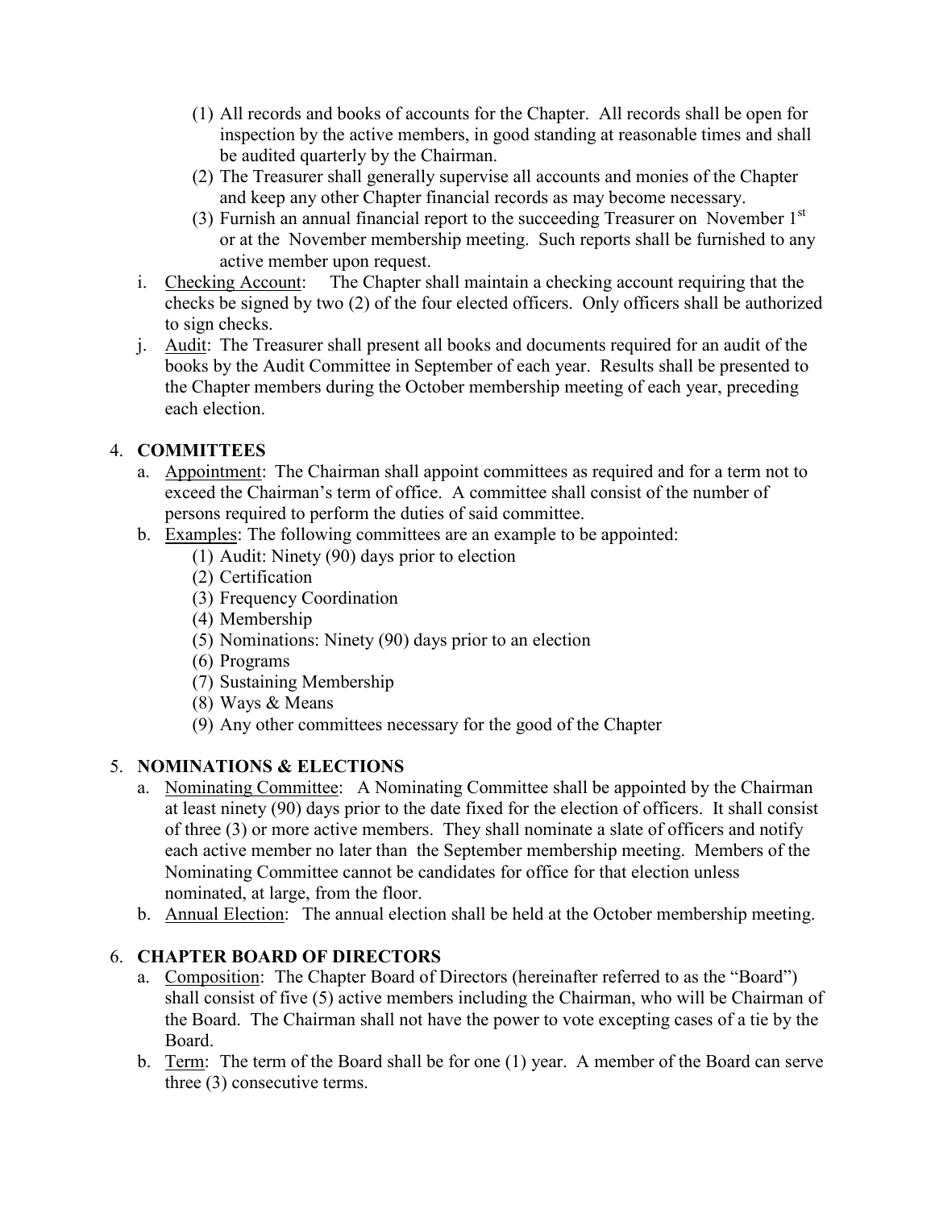(1) All records and books of accounts for the Chapter. All records shall be open for inspection by the active members, in good standing at reasonable times and shall be audited quarterly by the Chairman.

(2) The Treasurer shall generally supervise all accounts and monies of the Chapter and keep any other Chapter financial records as may become necessary.

(3) Furnish an annual financial report to the succeeding Treasurer on November 1st or at the November membership meeting. Such reports shall be furnished to any active member upon request.

i. Checking Account: The Chapter shall maintain a checking account requiring that the checks be signed by two (2) of the four elected officers. Only officers shall be authorized to sign checks.

j. Audit: The Treasurer shall present all books and documents required for an audit of the books by the Audit Committee in September of each year. Results shall be presented to the Chapter members during the October membership meeting of each year, preceding each election.

## 4. COMMITTEES

a. Appointment: The Chairman shall appoint committees as required and for a term not to exceed the Chairman's term of office. A committee shall consist of the number of persons required to perform the duties of said committee.

b. Examples: The following committees are an example to be appointed:
  (1) Audit: Ninety (90) days prior to election
  (2) Certification
  (3) Frequency Coordination
  (4) Membership
  (5) Nominations: Ninety (90) days prior to an election
  (6) Programs
  (7) Sustaining Membership
  (8) Ways & Means
  (9) Any other committees necessary for the good of the Chapter

## 5. NOMINATIONS & ELECTIONS

a. Nominating Committee: A Nominating Committee shall be appointed by the Chairman at least ninety (90) days prior to the date fixed for the election of officers. It shall consist of three (3) or more active members. They shall nominate a slate of officers and notify each active member no later than the September membership meeting. Members of the Nominating Committee cannot be candidates for office for that election unless nominated, at large, from the floor.

b. Annual Election: The annual election shall be held at the October membership meeting.

## 6. CHAPTER BOARD OF DIRECTORS

a. Composition: The Chapter Board of Directors (hereinafter referred to as the "Board") shall consist of five (5) active members including the Chairman, who will be Chairman of the Board. The Chairman shall not have the power to vote excepting cases of a tie by the Board.

b. Term: The term of the Board shall be for one (1) year. A member of the Board can serve three (3) consecutive terms.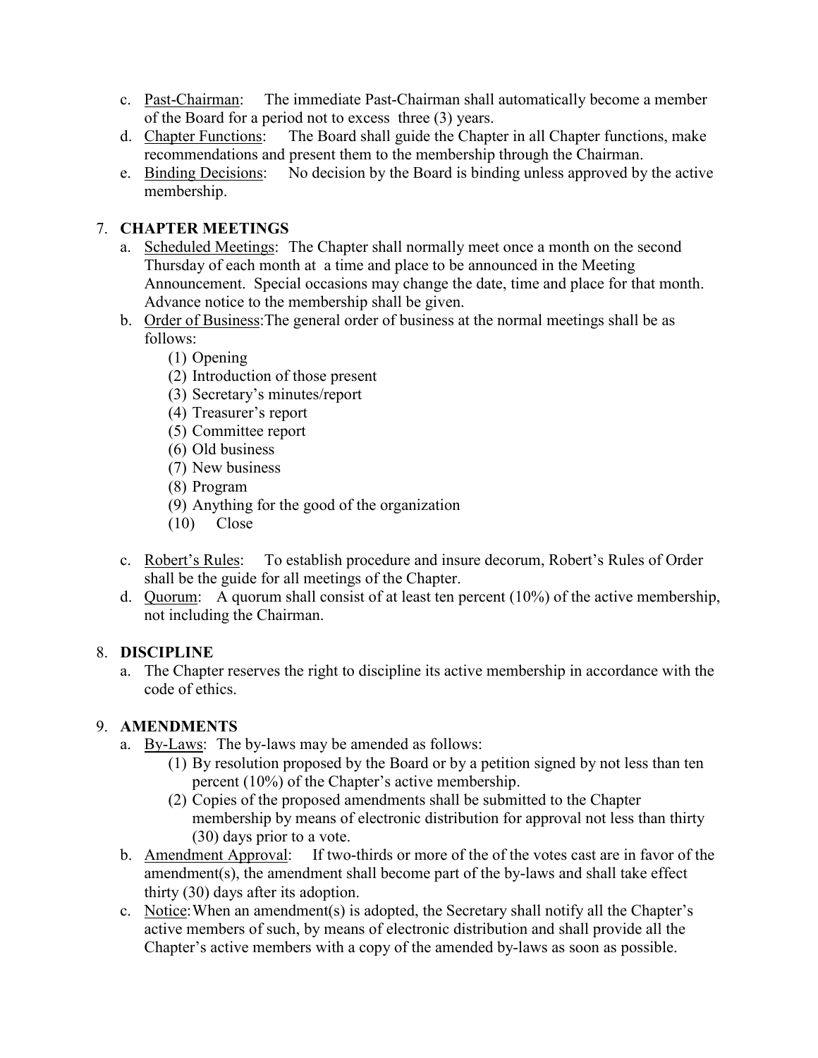c. Past-Chairman: The immediate Past-Chairman shall automatically become a member of the Board for a period not to excess three (3) years.
d. Chapter Functions: The Board shall guide the Chapter in all Chapter functions, make recommendations and present them to the membership through the Chairman.
e. Binding Decisions: No decision by the Board is binding unless approved by the active membership.

7. **CHAPTER MEETINGS**
   a. Scheduled Meetings: The Chapter shall normally meet once a month on the second Thursday of each month at a time and place to be announced in the Meeting Announcement. Special occasions may change the date, time and place for that month. Advance notice to the membership shall be given.
   b. Order of Business: The general order of business at the normal meetings shall be as follows:
      (1) Opening
      (2) Introduction of those present
      (3) Secretary's minutes/report
      (4) Treasurer's report
      (5) Committee report
      (6) Old business
      (7) New business
      (8) Program
      (9) Anything for the good of the organization
      (10) Close
   c. Robert's Rules: To establish procedure and insure decorum, Robert's Rules of Order shall be the guide for all meetings of the Chapter.
   d. Quorum: A quorum shall consist of at least ten percent (10%) of the active membership, not including the Chairman.

8. **DISCIPLINE**
   a. The Chapter reserves the right to discipline its active membership in accordance with the code of ethics.

9. **AMENDMENTS**
   a. By-Laws: The by-laws may be amended as follows:
      (1) By resolution proposed by the Board or by a petition signed by not less than ten percent (10%) of the Chapter's active membership.
      (2) Copies of the proposed amendments shall be submitted to the Chapter membership by means of electronic distribution for approval not less than thirty (30) days prior to a vote.
   b. Amendment Approval: If two-thirds or more of the of the votes cast are in favor of the amendment(s), the amendment shall become part of the by-laws and shall take effect thirty (30) days after its adoption.
   c. Notice: When an amendment(s) is adopted, the Secretary shall notify all the Chapter's active members of such, by means of electronic distribution and shall provide all the Chapter's active members with a copy of the amended by-laws as soon as possible.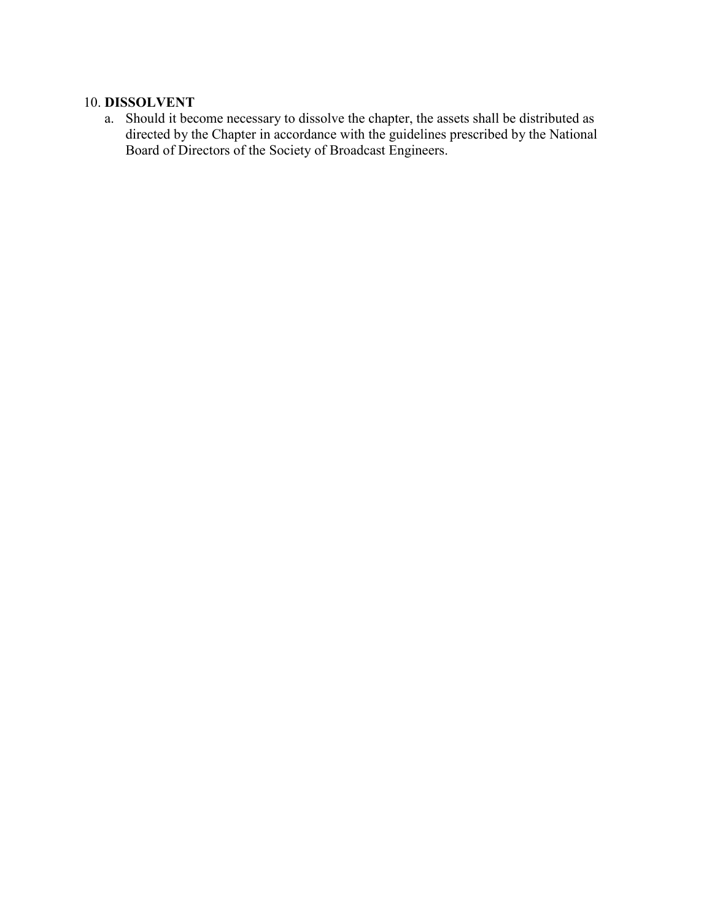10. **DISSOLVENT**

    a. Should it become necessary to dissolve the chapter, the assets shall be distributed as directed by the Chapter in accordance with the guidelines prescribed by the National Board of Directors of the Society of Broadcast Engineers.